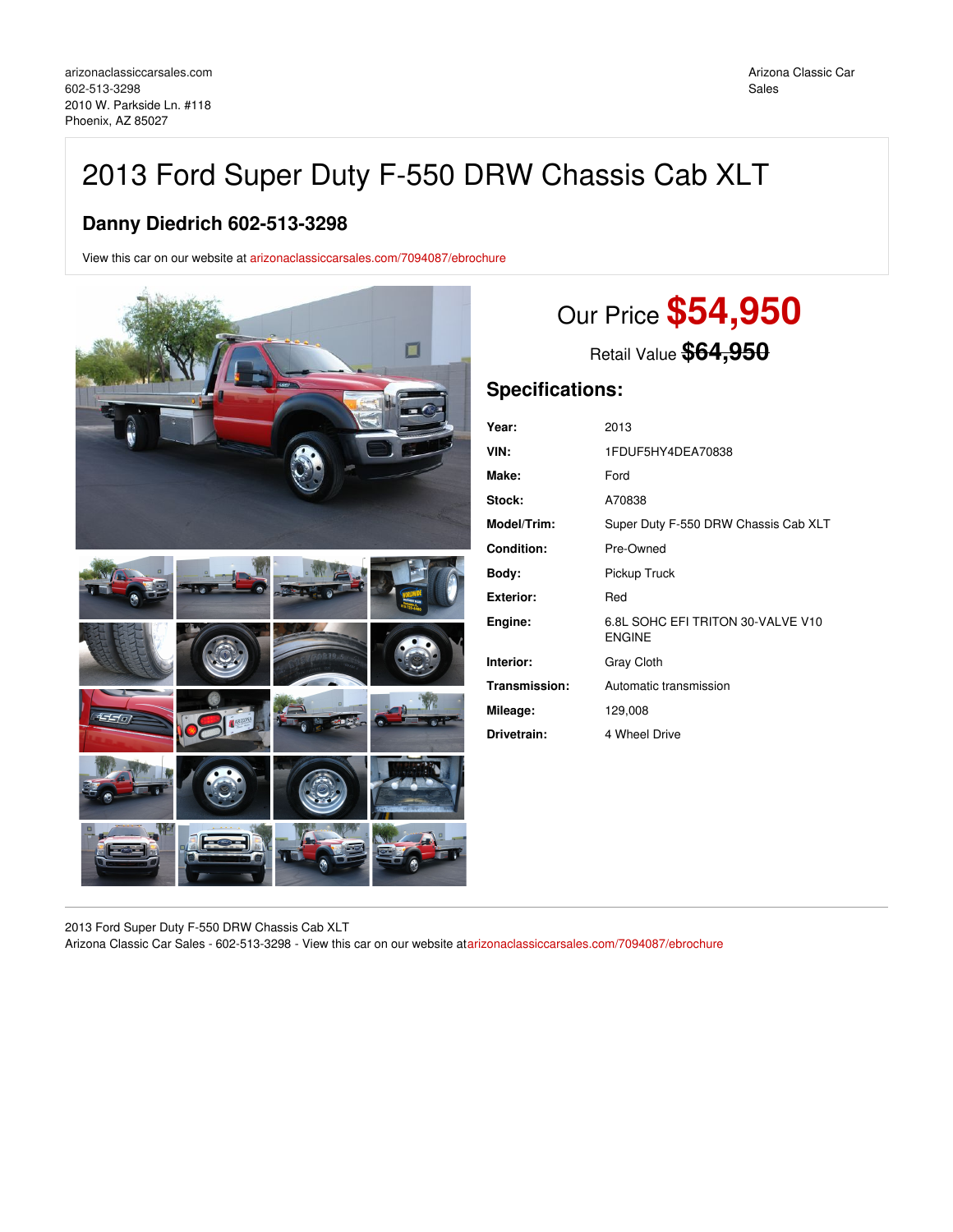arizonaclassiccarsales.com
602-513-3298
2010 W. Parkside Ln. #118
Phoenix, AZ 85027

Arizona Classic Car Sales

# 2013 Ford Super Duty F-550 DRW Chassis Cab XLT

## Danny Diedrich 602-513-3298

View this car on our website at arizonaclassiccarsales.com/7094087/ebrochure

Our Price **$54,950**

Retail Value ~~$64,950~~

## Specifications:

| | |
|---|---|
| **Year:** | 2013 |
| **VIN:** | 1FDUF5HY4DEA70838 |
| **Make:** | Ford |
| **Stock:** | A70838 |
| **Model/Trim:** | Super Duty F-550 DRW Chassis Cab XLT |
| **Condition:** | Pre-Owned |
| **Body:** | Pickup Truck |
| **Exterior:** | Red |
| **Engine:** | 6.8L SOHC EFI TRITON 30-VALVE V10 ENGINE |
| **Interior:** | Gray Cloth |
| **Transmission:** | Automatic transmission |
| **Mileage:** | 129,008 |
| **Drivetrain:** | 4 Wheel Drive |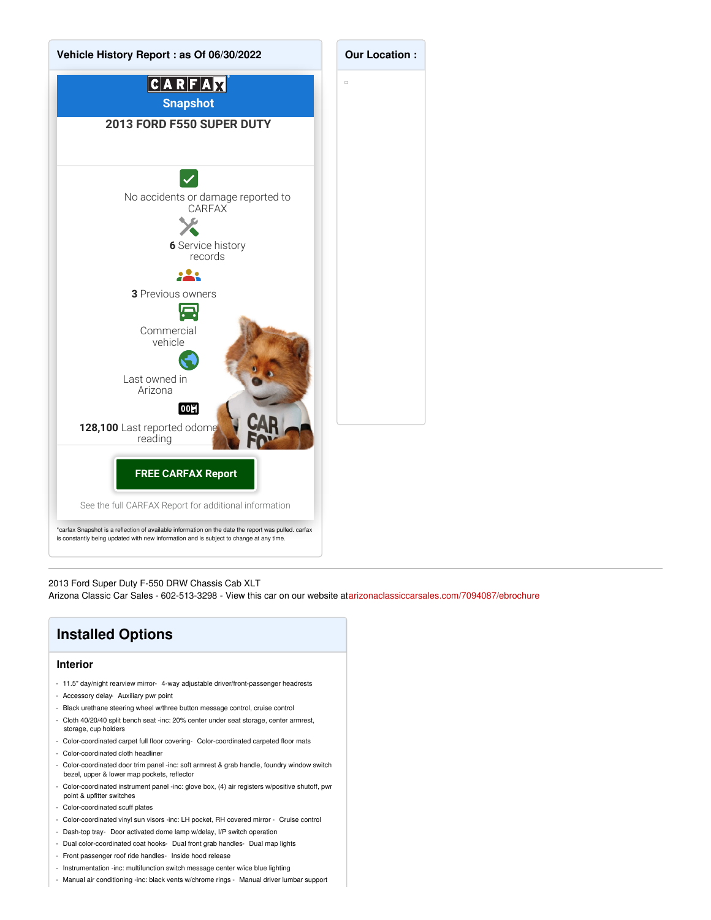## Vehicle History Report : as Of 06/30/2022

**CARFAX Snapshot**

**2013 FORD F550 SUPER DUTY**

No accidents or damage reported to CARFAX

**6** Service history records

**3** Previous owners

Commercial vehicle

Last owned in Arizona

**128,100** Last reported odometer reading

**FREE CARFAX Report**

See the full CARFAX Report for additional information

*carfax Snapshot is a reflection of available information on the date the report was pulled. carfax is constantly being updated with new information and is subject to change at any time.

## Our Location :

2013 Ford Super Duty F-550 DRW Chassis Cab XLT
Arizona Classic Car Sales - 602-513-3298 - View this car on our website at arizonaclassiccarsales.com/7094087/ebrochure

## Installed Options

### Interior

- 11.5" day/night rearview mirror- 4-way adjustable driver/front-passenger headrests
- Accessory delay- Auxiliary pwr point
- Black urethane steering wheel w/three button message control, cruise control
- Cloth 40/20/40 split bench seat -inc: 20% center under seat storage, center armrest, storage, cup holders
- Color-coordinated carpet full floor covering- Color-coordinated carpeted floor mats
- Color-coordinated cloth headliner
- Color-coordinated door trim panel -inc: soft armrest & grab handle, foundry window switch bezel, upper & lower map pockets, reflector
- Color-coordinated instrument panel -inc: glove box, (4) air registers w/positive shutoff, pwr point & upfitter switches
- Color-coordinated scuff plates
- Color-coordinated vinyl sun visors -inc: LH pocket, RH covered mirror - Cruise control
- Dash-top tray- Door activated dome lamp w/delay, I/P switch operation
- Dual color-coordinated coat hooks- Dual front grab handles- Dual map lights
- Front passenger roof ride handles- Inside hood release
- Instrumentation -inc: multifunction switch message center w/ice blue lighting
- Manual air conditioning -inc: black vents w/chrome rings - Manual driver lumbar support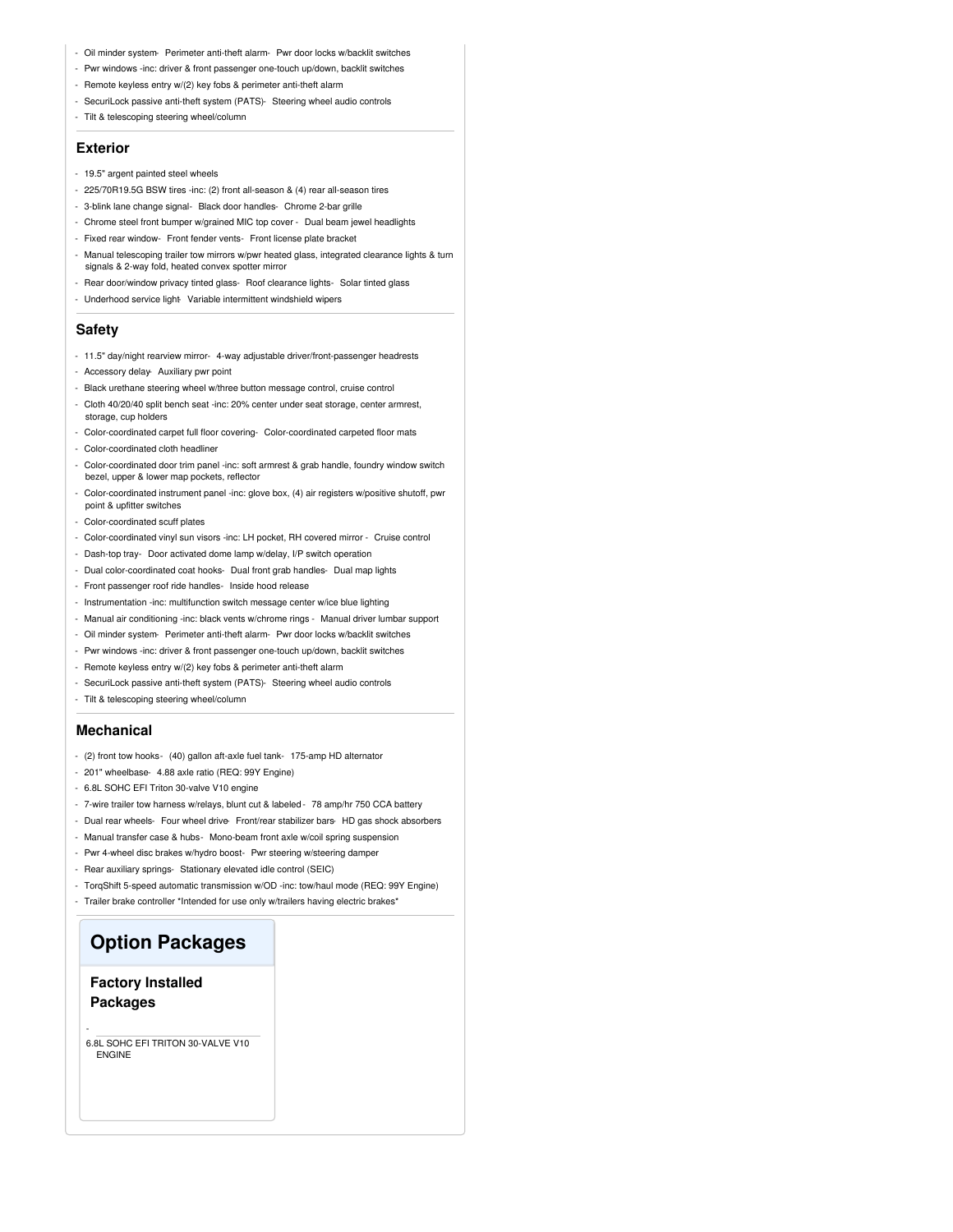- Oil minder system- Perimeter anti-theft alarm- Pwr door locks w/backlit switches
- Pwr windows -inc: driver & front passenger one-touch up/down, backlit switches
- Remote keyless entry w/(2) key fobs & perimeter anti-theft alarm
- SecuriLock passive anti-theft system (PATS)- Steering wheel audio controls
- Tilt & telescoping steering wheel/column

### Exterior

- 19.5" argent painted steel wheels
- 225/70R19.5G BSW tires -inc: (2) front all-season & (4) rear all-season tires
- 3-blink lane change signal- Black door handles- Chrome 2-bar grille
- Chrome steel front bumper w/grained MIC top cover - Dual beam jewel headlights
- Fixed rear window- Front fender vents- Front license plate bracket
- Manual telescoping trailer tow mirrors w/pwr heated glass, integrated clearance lights & turn signals & 2-way fold, heated convex spotter mirror
- Rear door/window privacy tinted glass- Roof clearance lights- Solar tinted glass
- Underhood service light- Variable intermittent windshield wipers

### Safety

- 11.5" day/night rearview mirror- 4-way adjustable driver/front-passenger headrests
- Accessory delay- Auxiliary pwr point
- Black urethane steering wheel w/three button message control, cruise control
- Cloth 40/20/40 split bench seat -inc: 20% center under seat storage, center armrest, storage, cup holders
- Color-coordinated carpet full floor covering- Color-coordinated carpeted floor mats
- Color-coordinated cloth headliner
- Color-coordinated door trim panel -inc: soft armrest & grab handle, foundry window switch bezel, upper & lower map pockets, reflector
- Color-coordinated instrument panel -inc: glove box, (4) air registers w/positive shutoff, pwr point & upfitter switches
- Color-coordinated scuff plates
- Color-coordinated vinyl sun visors -inc: LH pocket, RH covered mirror - Cruise control
- Dash-top tray- Door activated dome lamp w/delay, I/P switch operation
- Dual color-coordinated coat hooks- Dual front grab handles- Dual map lights
- Front passenger roof ride handles- Inside hood release
- Instrumentation -inc: multifunction switch message center w/ice blue lighting
- Manual air conditioning -inc: black vents w/chrome rings - Manual driver lumbar support
- Oil minder system- Perimeter anti-theft alarm- Pwr door locks w/backlit switches
- Pwr windows -inc: driver & front passenger one-touch up/down, backlit switches
- Remote keyless entry w/(2) key fobs & perimeter anti-theft alarm
- SecuriLock passive anti-theft system (PATS)- Steering wheel audio controls
- Tilt & telescoping steering wheel/column

### Mechanical

- (2) front tow hooks- (40) gallon aft-axle fuel tank- 175-amp HD alternator
- 201" wheelbase- 4.88 axle ratio (REQ: 99Y Engine)
- 6.8L SOHC EFI Triton 30-valve V10 engine
- 7-wire trailer tow harness w/relays, blunt cut & labeled - 78 amp/hr 750 CCA battery
- Dual rear wheels- Four wheel drive- Front/rear stabilizer bars- HD gas shock absorbers
- Manual transfer case & hubs- Mono-beam front axle w/coil spring suspension
- Pwr 4-wheel disc brakes w/hydro boost- Pwr steering w/steering damper
- Rear auxiliary springs- Stationary elevated idle control (SEIC)
- TorqShift 5-speed automatic transmission w/OD -inc: tow/haul mode (REQ: 99Y Engine)
- Trailer brake controller *Intended for use only w/trailers having electric brakes*

## Option Packages

### Factory Installed Packages

- 6.8L SOHC EFI TRITON 30-VALVE V10 ENGINE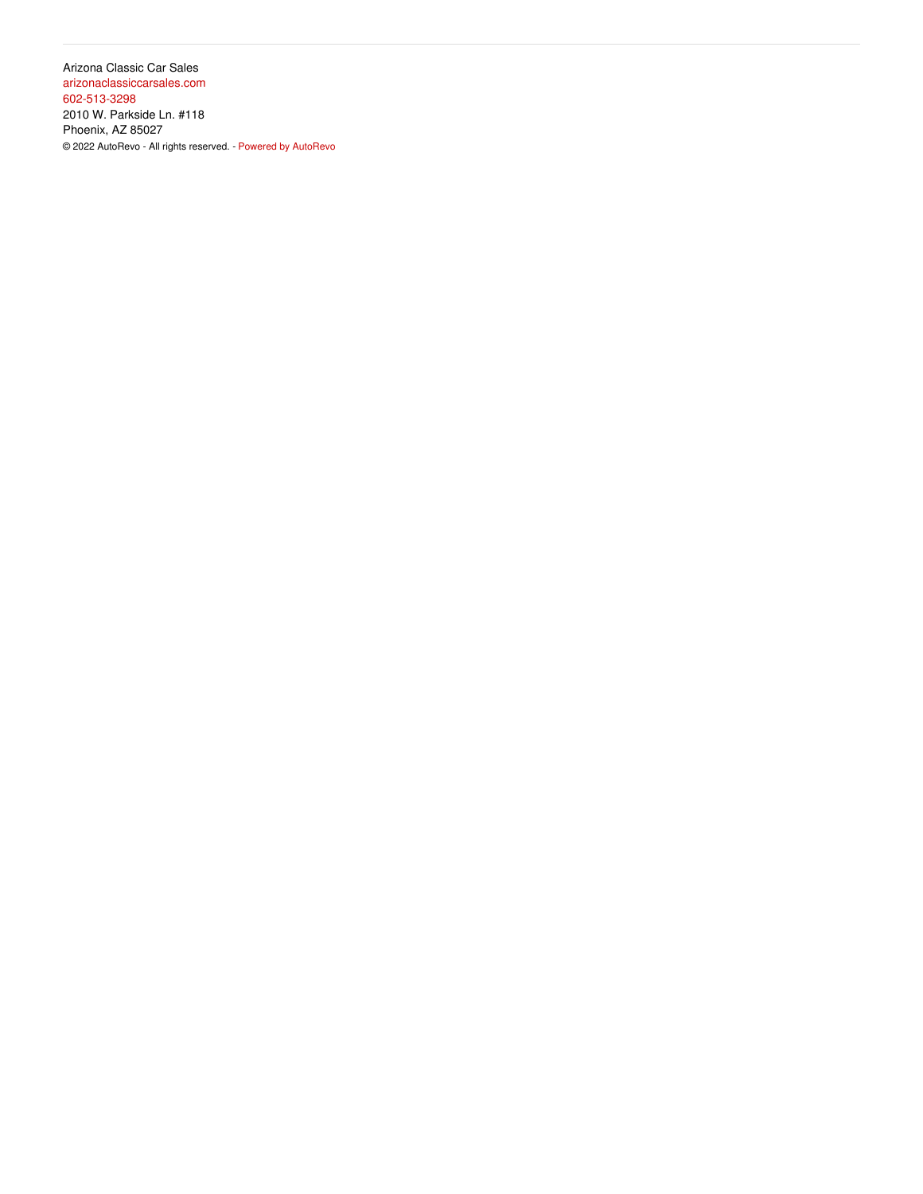Arizona Classic Car Sales
arizonaclassiccarsales.com
602-513-3298
2010 W. Parkside Ln. #118
Phoenix, AZ 85027
© 2022 AutoRevo - All rights reserved. - Powered by AutoRevo